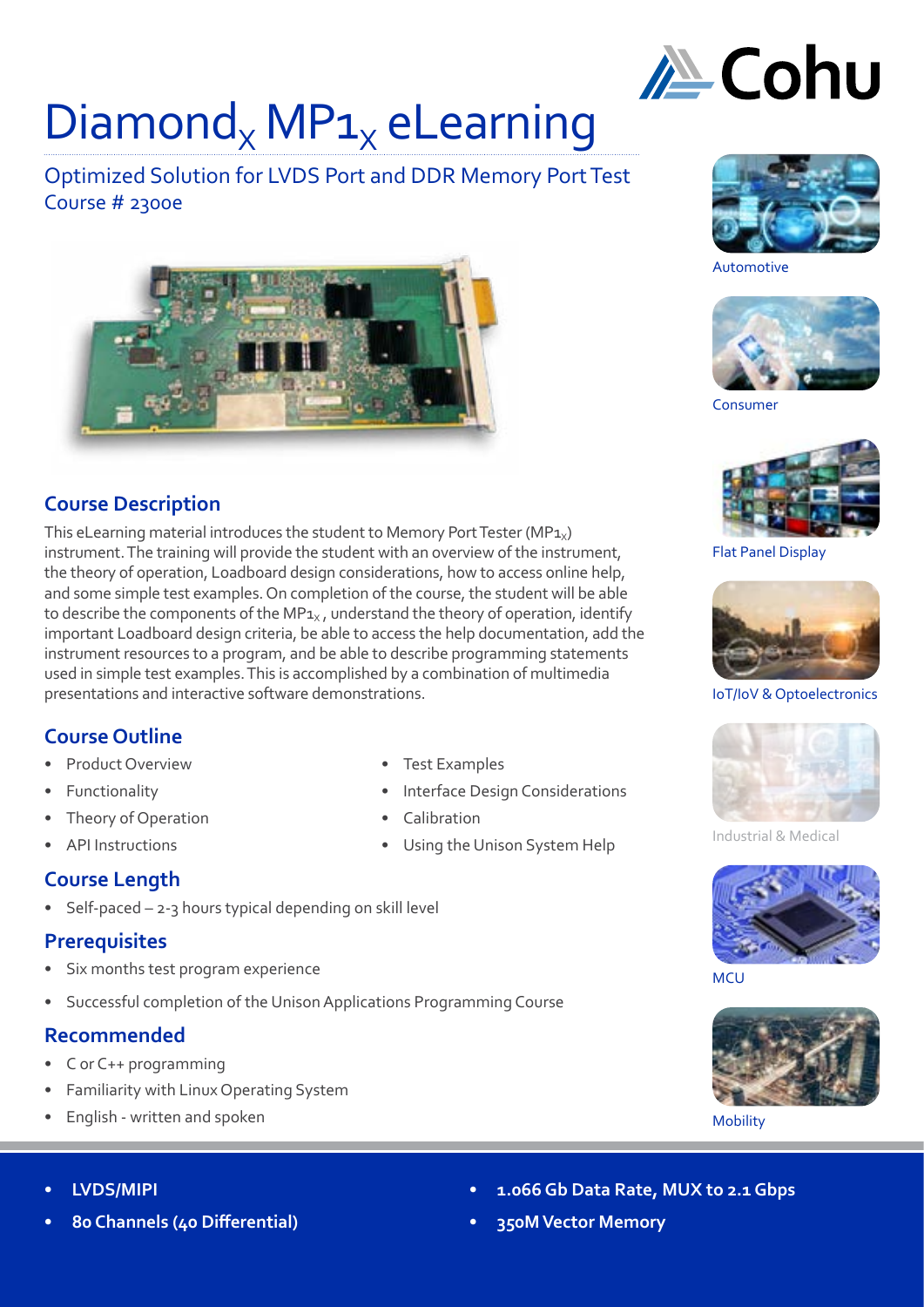# Diamond$_X$ MP1$_X$ eLearning

Optimized Solution for LVDS Port and DDR Memory Port Test
Course # 2300e

## Course Description

This eLearning material introduces the student to Memory Port Tester (MP1$_X$) instrument. The training will provide the student with an overview of the instrument, the theory of operation, Loadboard design considerations, how to access online help, and some simple test examples. On completion of the course, the student will be able to describe the components of the MP1$_X$, understand the theory of operation, identify important Loadboard design criteria, be able to access the help documentation, add the instrument resources to a program, and be able to describe programming statements used in simple test examples. This is accomplished by a combination of multimedia presentations and interactive software demonstrations.

## Course Outline

- Product Overview
- Functionality
- Theory of Operation
- API Instructions
- Test Examples
- Interface Design Considerations
- Calibration
- Using the Unison System Help

## Course Length

- Self-paced – 2-3 hours typical depending on skill level

## Prerequisites

- Six months test program experience
- Successful completion of the Unison Applications Programming Course

## Recommended

- C or C++ programming
- Familiarity with Linux Operating System
- English - written and spoken

Automotive

Consumer

Flat Panel Display

IoT/IoV & Optoelectronics

Industrial & Medical

MCU

Mobility

- **LVDS/MIPI**
- **80 Channels (40 Differential)**
- **1.066 Gb Data Rate, MUX to 2.1 Gbps**
- **350M Vector Memory**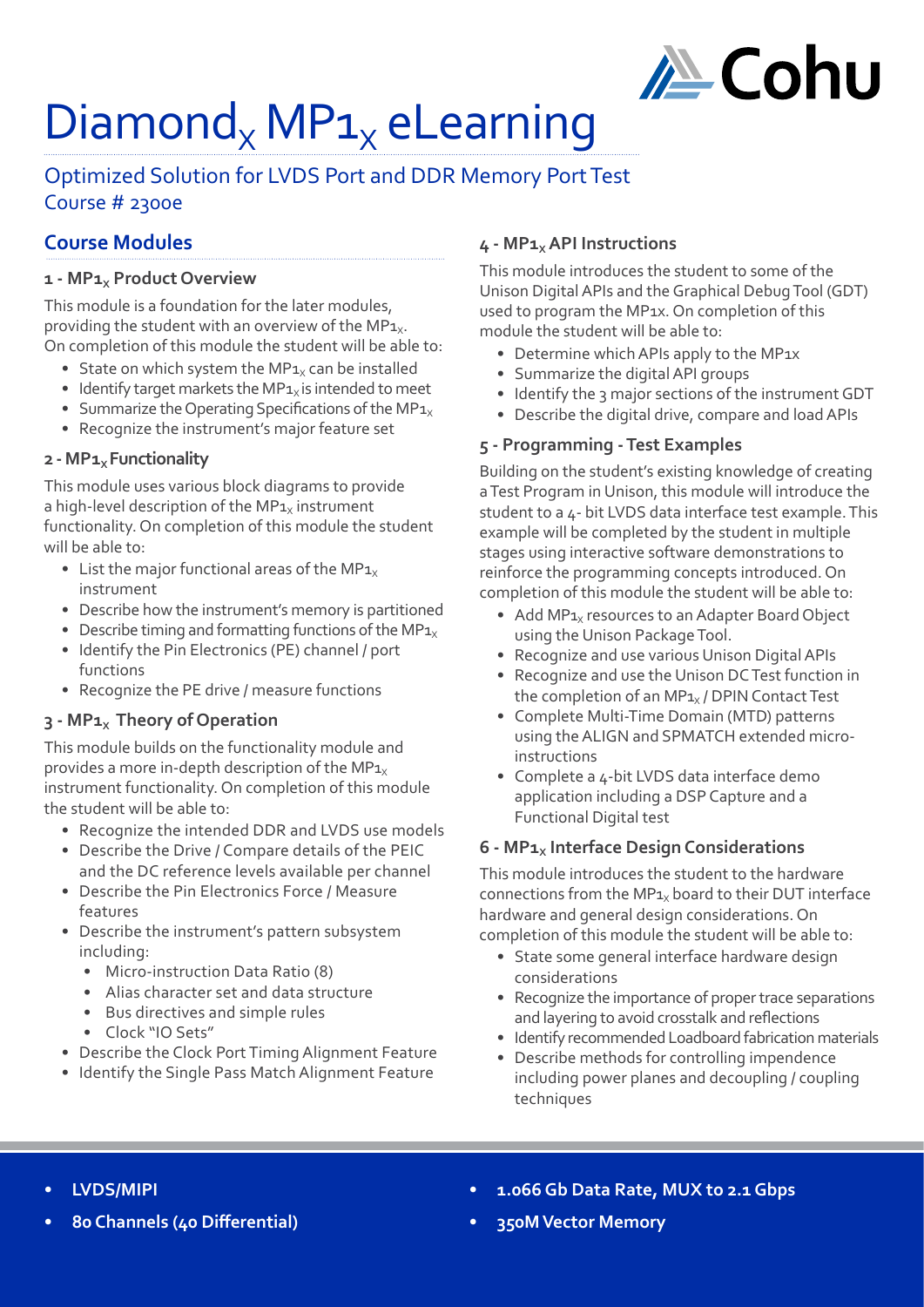# Diamond$_X$ MP1$_X$ eLearning

## Optimized Solution for LVDS Port and DDR Memory Port Test

Course # 2300e

## Course Modules

### 1 - MP1$_X$ Product Overview

This module is a foundation for the later modules, providing the student with an overview of the MP1$_X$. On completion of this module the student will be able to:

- State on which system the MP1$_X$ can be installed
- Identify target markets the MP1$_X$ is intended to meet
- Summarize the Operating Specifications of the MP1$_X$
- Recognize the instrument's major feature set

### 2 - MP1$_X$ Functionality

This module uses various block diagrams to provide a high-level description of the MP1$_X$ instrument functionality. On completion of this module the student will be able to:

- List the major functional areas of the MP1$_X$ instrument
- Describe how the instrument's memory is partitioned
- Describe timing and formatting functions of the MP1$_X$
- Identify the Pin Electronics (PE) channel / port functions
- Recognize the PE drive / measure functions

### 3 - MP1$_X$ Theory of Operation

This module builds on the functionality module and provides a more in-depth description of the MP1$_X$ instrument functionality. On completion of this module the student will be able to:

- Recognize the intended DDR and LVDS use models
- Describe the Drive / Compare details of the PEIC and the DC reference levels available per channel
- Describe the Pin Electronics Force / Measure features
- Describe the instrument's pattern subsystem including:
  - Micro-instruction Data Ratio (8)
  - Alias character set and data structure
  - Bus directives and simple rules
  - Clock "IO Sets"
- Describe the Clock Port Timing Alignment Feature
- Identify the Single Pass Match Alignment Feature

### 4 - MP1$_X$ API Instructions

This module introduces the student to some of the Unison Digital APIs and the Graphical Debug Tool (GDT) used to program the MP1x. On completion of this module the student will be able to:

- Determine which APIs apply to the MP1x
- Summarize the digital API groups
- Identify the 3 major sections of the instrument GDT
- Describe the digital drive, compare and load APIs

### 5 - Programming - Test Examples

Building on the student's existing knowledge of creating a Test Program in Unison, this module will introduce the student to a 4- bit LVDS data interface test example. This example will be completed by the student in multiple stages using interactive software demonstrations to reinforce the programming concepts introduced. On completion of this module the student will be able to:

- Add MP1$_X$ resources to an Adapter Board Object using the Unison Package Tool.
- Recognize and use various Unison Digital APIs
- Recognize and use the Unison DC Test function in the completion of an MP1$_X$ / DPIN Contact Test
- Complete Multi-Time Domain (MTD) patterns using the ALIGN and SPMATCH extended micro-instructions
- Complete a 4-bit LVDS data interface demo application including a DSP Capture and a Functional Digital test

### 6 - MP1$_X$ Interface Design Considerations

This module introduces the student to the hardware connections from the MP1$_X$ board to their DUT interface hardware and general design considerations. On completion of this module the student will be able to:

- State some general interface hardware design considerations
- Recognize the importance of proper trace separations and layering to avoid crosstalk and reflections
- Identify recommended Loadboard fabrication materials
- Describe methods for controlling impendence including power planes and decoupling / coupling techniques

---

- **LVDS/MIPI**
- **80 Channels (40 Differential)**
- **1.066 Gb Data Rate, MUX to 2.1 Gbps**
- **350M Vector Memory**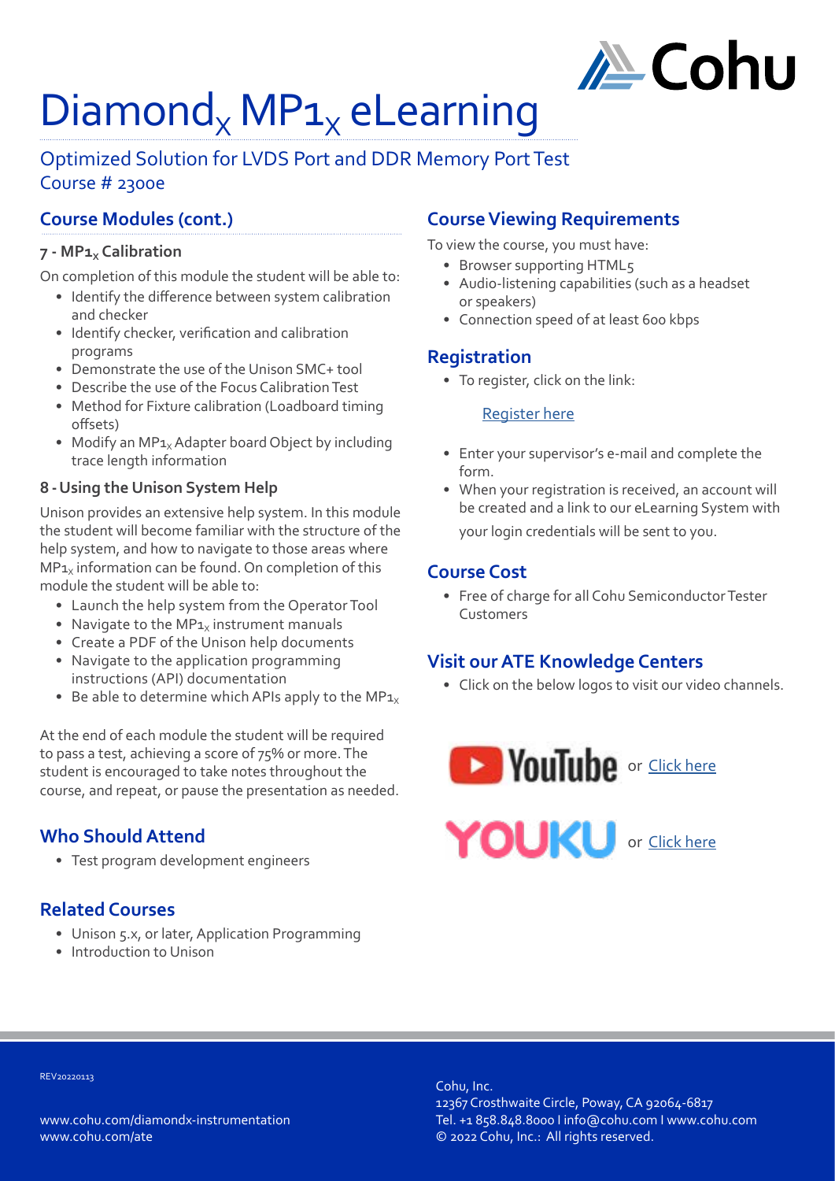# Diamond$_X$ MP1$_X$ eLearning

## Optimized Solution for LVDS Port and DDR Memory Port Test

Course # 2300e

## Course Modules (cont.)

### 7 - MP1$_X$ Calibration

On completion of this module the student will be able to:

- Identify the difference between system calibration and checker
- Identify checker, verification and calibration programs
- Demonstrate the use of the Unison SMC+ tool
- Describe the use of the Focus Calibration Test
- Method for Fixture calibration (Loadboard timing offsets)
- Modify an MP1$_X$ Adapter board Object by including trace length information

### 8 - Using the Unison System Help

Unison provides an extensive help system. In this module the student will become familiar with the structure of the help system, and how to navigate to those areas where MP1$_X$ information can be found. On completion of this module the student will be able to:

- Launch the help system from the Operator Tool
- Navigate to the MP1$_X$ instrument manuals
- Create a PDF of the Unison help documents
- Navigate to the application programming instructions (API) documentation
- Be able to determine which APIs apply to the MP1$_X$

At the end of each module the student will be required to pass a test, achieving a score of 75% or more. The student is encouraged to take notes throughout the course, and repeat, or pause the presentation as needed.

## Who Should Attend

- Test program development engineers

## Related Courses

- Unison 5.x, or later, Application Programming
- Introduction to Unison

## Course Viewing Requirements

To view the course, you must have:

- Browser supporting HTML5
- Audio-listening capabilities (such as a headset or speakers)
- Connection speed of at least 600 kbps

## Registration

- To register, click on the link:

  Register here

- Enter your supervisor's e-mail and complete the form.
- When your registration is received, an account will be created and a link to our eLearning System with your login credentials will be sent to you.

## Course Cost

- Free of charge for all Cohu Semiconductor Tester Customers

## Visit our ATE Knowledge Centers

- Click on the below logos to visit our video channels.

YouTube or Click here

YOUKU or Click here

REV20220113

www.cohu.com/diamondx-instrumentation
www.cohu.com/ate

Cohu, Inc.
12367 Crosthwaite Circle, Poway, CA 92064-6817
Tel. +1 858.848.8000 I info@cohu.com I www.cohu.com
© 2022 Cohu, Inc.: All rights reserved.